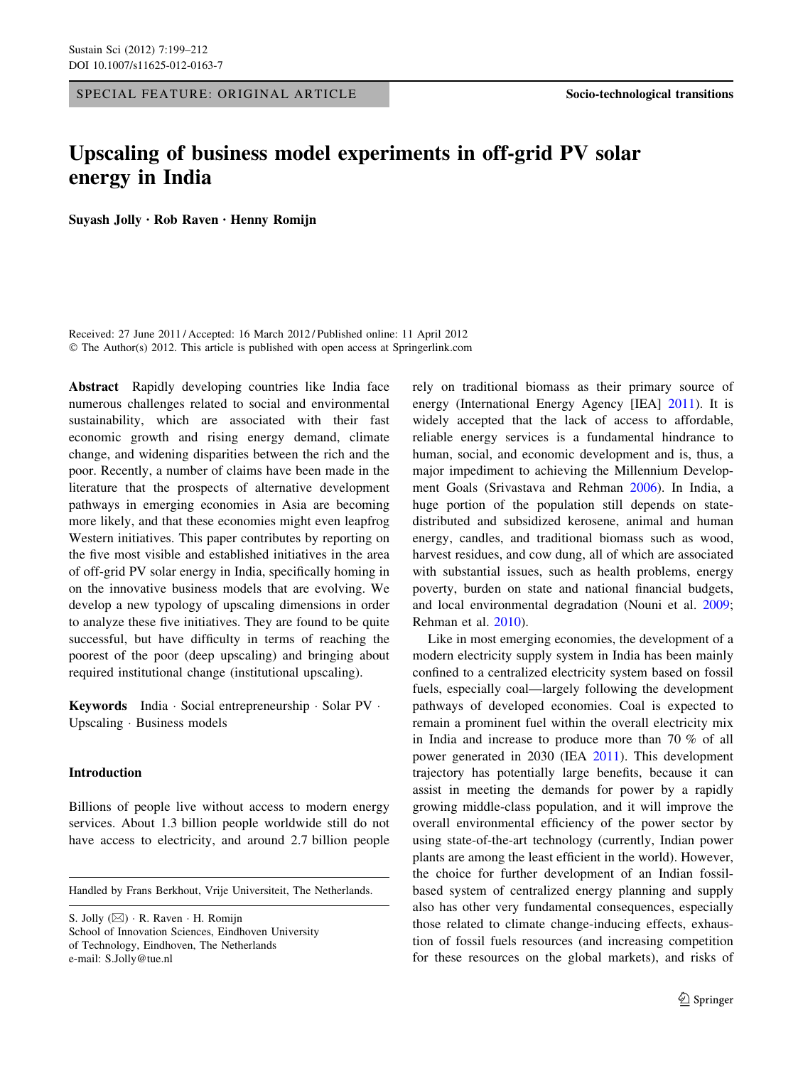SPECIAL FEATURE: ORIGINAL ARTICLE

Socio-technological transitions

# Upscaling of business model experiments in off-grid PV solar energy in India

**Suyash Jolly · Rob Raven · Henny Romijn**

Received: 27 June 2011 / Accepted: 16 March 2012 / Published online: 11 April 2012
© The Author(s) 2012. This article is published with open access at Springerlink.com

**Abstract** Rapidly developing countries like India face numerous challenges related to social and environmental sustainability, which are associated with their fast economic growth and rising energy demand, climate change, and widening disparities between the rich and the poor. Recently, a number of claims have been made in the literature that the prospects of alternative development pathways in emerging economies in Asia are becoming more likely, and that these economies might even leapfrog Western initiatives. This paper contributes by reporting on the five most visible and established initiatives in the area of off-grid PV solar energy in India, specifically homing in on the innovative business models that are evolving. We develop a new typology of upscaling dimensions in order to analyze these five initiatives. They are found to be quite successful, but have difficulty in terms of reaching the poorest of the poor (deep upscaling) and bringing about required institutional change (institutional upscaling).

**Keywords** India · Social entrepreneurship · Solar PV · Upscaling · Business models

## Introduction

Billions of people live without access to modern energy services. About 1.3 billion people worldwide still do not have access to electricity, and around 2.7 billion people rely on traditional biomass as their primary source of energy (International Energy Agency [IEA] 2011). It is widely accepted that the lack of access to affordable, reliable energy services is a fundamental hindrance to human, social, and economic development and is, thus, a major impediment to achieving the Millennium Development Goals (Srivastava and Rehman 2006). In India, a huge portion of the population still depends on state-distributed and subsidized kerosene, animal and human energy, candles, and traditional biomass such as wood, harvest residues, and cow dung, all of which are associated with substantial issues, such as health problems, energy poverty, burden on state and national financial budgets, and local environmental degradation (Nouni et al. 2009; Rehman et al. 2010).

Like in most emerging economies, the development of a modern electricity supply system in India has been mainly confined to a centralized electricity system based on fossil fuels, especially coal—largely following the development pathways of developed economies. Coal is expected to remain a prominent fuel within the overall electricity mix in India and increase to produce more than 70 % of all power generated in 2030 (IEA 2011). This development trajectory has potentially large benefits, because it can assist in meeting the demands for power by a rapidly growing middle-class population, and it will improve the overall environmental efficiency of the power sector by using state-of-the-art technology (currently, Indian power plants are among the least efficient in the world). However, the choice for further development of an Indian fossil-based system of centralized energy planning and supply also has other very fundamental consequences, especially those related to climate change-inducing effects, exhaustion of fossil fuels resources (and increasing competition for these resources on the global markets), and risks of

---

Handled by Frans Berkhout, Vrije Universiteit, The Netherlands.

S. Jolly (✉) · R. Raven · H. Romijn
School of Innovation Sciences, Eindhoven University of Technology, Eindhoven, The Netherlands
e-mail: S.Jolly@tue.nl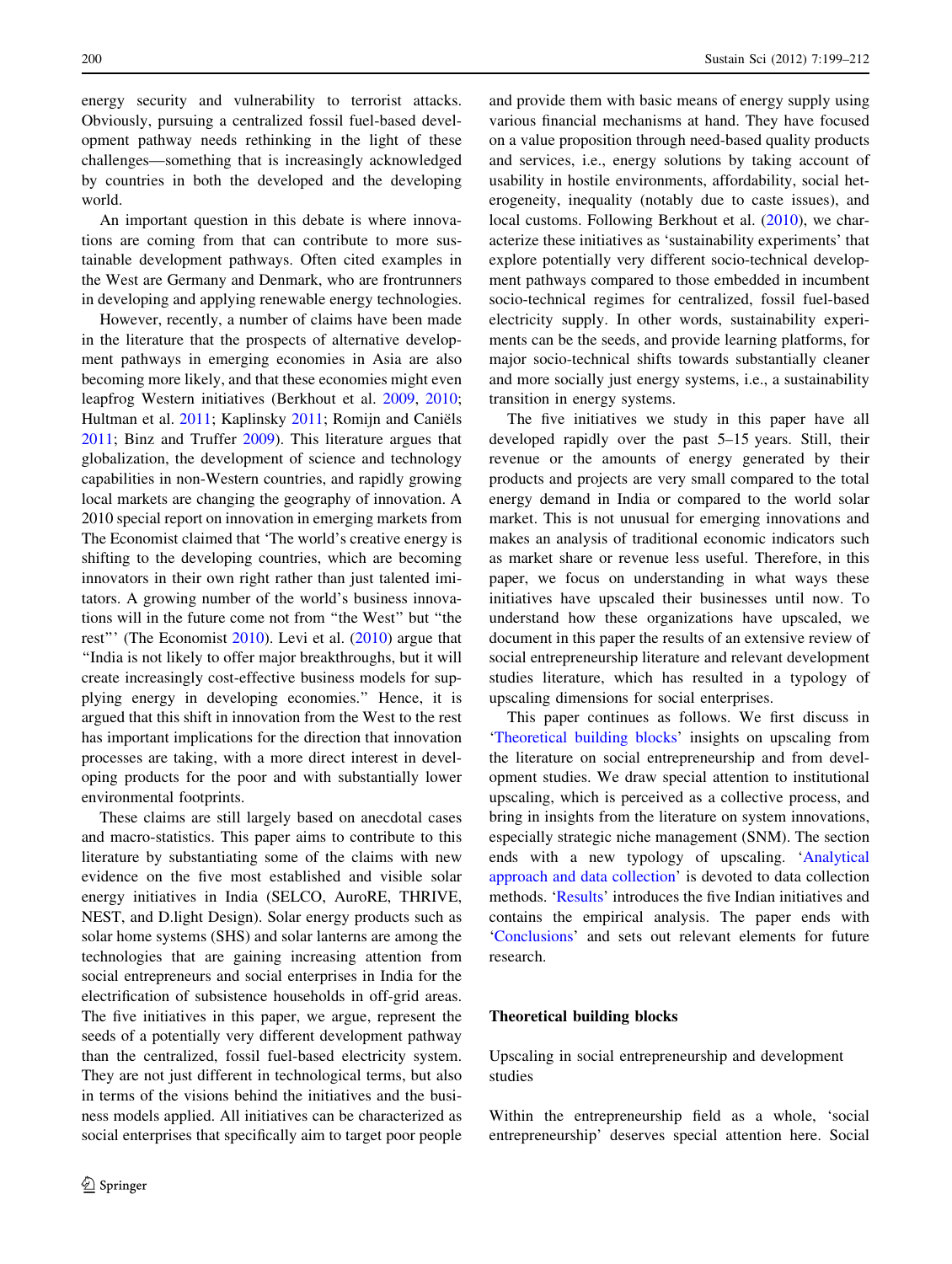energy security and vulnerability to terrorist attacks. Obviously, pursuing a centralized fossil fuel-based development pathway needs rethinking in the light of these challenges—something that is increasingly acknowledged by countries in both the developed and the developing world.

An important question in this debate is where innovations are coming from that can contribute to more sustainable development pathways. Often cited examples in the West are Germany and Denmark, who are frontrunners in developing and applying renewable energy technologies.

However, recently, a number of claims have been made in the literature that the prospects of alternative development pathways in emerging economies in Asia are also becoming more likely, and that these economies might even leapfrog Western initiatives (Berkhout et al. 2009, 2010; Hultman et al. 2011; Kaplinsky 2011; Romijn and Caniëls 2011; Binz and Truffer 2009). This literature argues that globalization, the development of science and technology capabilities in non-Western countries, and rapidly growing local markets are changing the geography of innovation. A 2010 special report on innovation in emerging markets from The Economist claimed that 'The world's creative energy is shifting to the developing countries, which are becoming innovators in their own right rather than just talented imitators. A growing number of the world's business innovations will in the future come not from "the West" but "the rest"' (The Economist 2010). Levi et al. (2010) argue that "India is not likely to offer major breakthroughs, but it will create increasingly cost-effective business models for supplying energy in developing economies." Hence, it is argued that this shift in innovation from the West to the rest has important implications for the direction that innovation processes are taking, with a more direct interest in developing products for the poor and with substantially lower environmental footprints.

These claims are still largely based on anecdotal cases and macro-statistics. This paper aims to contribute to this literature by substantiating some of the claims with new evidence on the five most established and visible solar energy initiatives in India (SELCO, AuroRE, THRIVE, NEST, and D.light Design). Solar energy products such as solar home systems (SHS) and solar lanterns are among the technologies that are gaining increasing attention from social entrepreneurs and social enterprises in India for the electrification of subsistence households in off-grid areas. The five initiatives in this paper, we argue, represent the seeds of a potentially very different development pathway than the centralized, fossil fuel-based electricity system. They are not just different in technological terms, but also in terms of the visions behind the initiatives and the business models applied. All initiatives can be characterized as social enterprises that specifically aim to target poor people and provide them with basic means of energy supply using various financial mechanisms at hand. They have focused on a value proposition through need-based quality products and services, i.e., energy solutions by taking account of usability in hostile environments, affordability, social heterogeneity, inequality (notably due to caste issues), and local customs. Following Berkhout et al. (2010), we characterize these initiatives as 'sustainability experiments' that explore potentially very different socio-technical development pathways compared to those embedded in incumbent socio-technical regimes for centralized, fossil fuel-based electricity supply. In other words, sustainability experiments can be the seeds, and provide learning platforms, for major socio-technical shifts towards substantially cleaner and more socially just energy systems, i.e., a sustainability transition in energy systems.

The five initiatives we study in this paper have all developed rapidly over the past 5–15 years. Still, their revenue or the amounts of energy generated by their products and projects are very small compared to the total energy demand in India or compared to the world solar market. This is not unusual for emerging innovations and makes an analysis of traditional economic indicators such as market share or revenue less useful. Therefore, in this paper, we focus on understanding in what ways these initiatives have upscaled their businesses until now. To understand how these organizations have upscaled, we document in this paper the results of an extensive review of social entrepreneurship literature and relevant development studies literature, which has resulted in a typology of upscaling dimensions for social enterprises.

This paper continues as follows. We first discuss in 'Theoretical building blocks' insights on upscaling from the literature on social entrepreneurship and from development studies. We draw special attention to institutional upscaling, which is perceived as a collective process, and bring in insights from the literature on system innovations, especially strategic niche management (SNM). The section ends with a new typology of upscaling. 'Analytical approach and data collection' is devoted to data collection methods. 'Results' introduces the five Indian initiatives and contains the empirical analysis. The paper ends with 'Conclusions' and sets out relevant elements for future research.

## Theoretical building blocks

### Upscaling in social entrepreneurship and development studies

Within the entrepreneurship field as a whole, 'social entrepreneurship' deserves special attention here. Social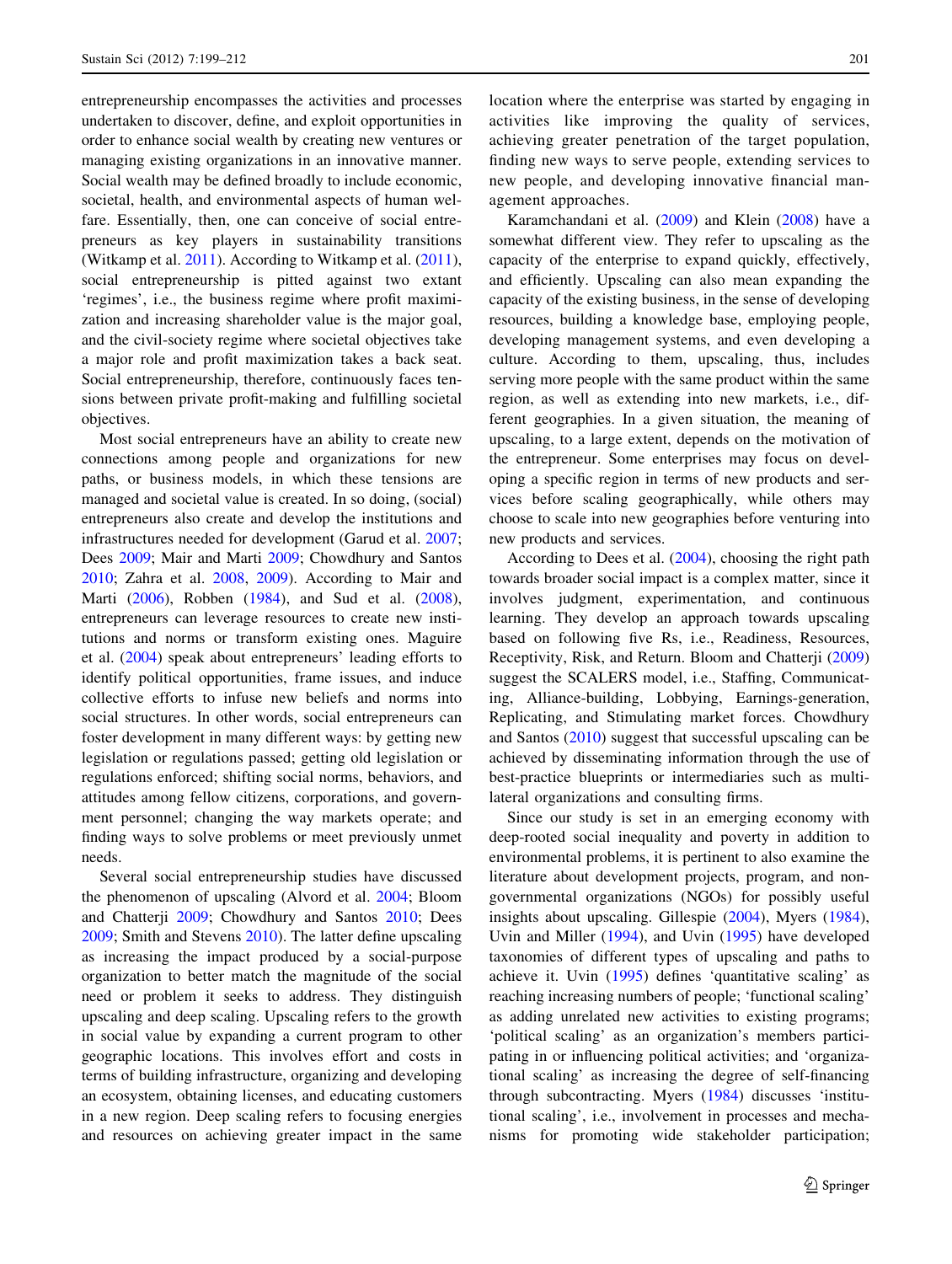entrepreneurship encompasses the activities and processes undertaken to discover, define, and exploit opportunities in order to enhance social wealth by creating new ventures or managing existing organizations in an innovative manner. Social wealth may be defined broadly to include economic, societal, health, and environmental aspects of human welfare. Essentially, then, one can conceive of social entrepreneurs as key players in sustainability transitions (Witkamp et al. 2011). According to Witkamp et al. (2011), social entrepreneurship is pitted against two extant 'regimes', i.e., the business regime where profit maximization and increasing shareholder value is the major goal, and the civil-society regime where societal objectives take a major role and profit maximization takes a back seat. Social entrepreneurship, therefore, continuously faces tensions between private profit-making and fulfilling societal objectives.

Most social entrepreneurs have an ability to create new connections among people and organizations for new paths, or business models, in which these tensions are managed and societal value is created. In so doing, (social) entrepreneurs also create and develop the institutions and infrastructures needed for development (Garud et al. 2007; Dees 2009; Mair and Marti 2009; Chowdhury and Santos 2010; Zahra et al. 2008, 2009). According to Mair and Marti (2006), Robben (1984), and Sud et al. (2008), entrepreneurs can leverage resources to create new institutions and norms or transform existing ones. Maguire et al. (2004) speak about entrepreneurs' leading efforts to identify political opportunities, frame issues, and induce collective efforts to infuse new beliefs and norms into social structures. In other words, social entrepreneurs can foster development in many different ways: by getting new legislation or regulations passed; getting old legislation or regulations enforced; shifting social norms, behaviors, and attitudes among fellow citizens, corporations, and government personnel; changing the way markets operate; and finding ways to solve problems or meet previously unmet needs.

Several social entrepreneurship studies have discussed the phenomenon of upscaling (Alvord et al. 2004; Bloom and Chatterji 2009; Chowdhury and Santos 2010; Dees 2009; Smith and Stevens 2010). The latter define upscaling as increasing the impact produced by a social-purpose organization to better match the magnitude of the social need or problem it seeks to address. They distinguish upscaling and deep scaling. Upscaling refers to the growth in social value by expanding a current program to other geographic locations. This involves effort and costs in terms of building infrastructure, organizing and developing an ecosystem, obtaining licenses, and educating customers in a new region. Deep scaling refers to focusing energies and resources on achieving greater impact in the same location where the enterprise was started by engaging in activities like improving the quality of services, achieving greater penetration of the target population, finding new ways to serve people, extending services to new people, and developing innovative financial management approaches.

Karamchandani et al. (2009) and Klein (2008) have a somewhat different view. They refer to upscaling as the capacity of the enterprise to expand quickly, effectively, and efficiently. Upscaling can also mean expanding the capacity of the existing business, in the sense of developing resources, building a knowledge base, employing people, developing management systems, and even developing a culture. According to them, upscaling, thus, includes serving more people with the same product within the same region, as well as extending into new markets, i.e., different geographies. In a given situation, the meaning of upscaling, to a large extent, depends on the motivation of the entrepreneur. Some enterprises may focus on developing a specific region in terms of new products and services before scaling geographically, while others may choose to scale into new geographies before venturing into new products and services.

According to Dees et al. (2004), choosing the right path towards broader social impact is a complex matter, since it involves judgment, experimentation, and continuous learning. They develop an approach towards upscaling based on following five Rs, i.e., Readiness, Resources, Receptivity, Risk, and Return. Bloom and Chatterji (2009) suggest the SCALERS model, i.e., Staffing, Communicating, Alliance-building, Lobbying, Earnings-generation, Replicating, and Stimulating market forces. Chowdhury and Santos (2010) suggest that successful upscaling can be achieved by disseminating information through the use of best-practice blueprints or intermediaries such as multilateral organizations and consulting firms.

Since our study is set in an emerging economy with deep-rooted social inequality and poverty in addition to environmental problems, it is pertinent to also examine the literature about development projects, program, and nongovernmental organizations (NGOs) for possibly useful insights about upscaling. Gillespie (2004), Myers (1984), Uvin and Miller (1994), and Uvin (1995) have developed taxonomies of different types of upscaling and paths to achieve it. Uvin (1995) defines 'quantitative scaling' as reaching increasing numbers of people; 'functional scaling' as adding unrelated new activities to existing programs; 'political scaling' as an organization's members participating in or influencing political activities; and 'organizational scaling' as increasing the degree of self-financing through subcontracting. Myers (1984) discusses 'institutional scaling', i.e., involvement in processes and mechanisms for promoting wide stakeholder participation;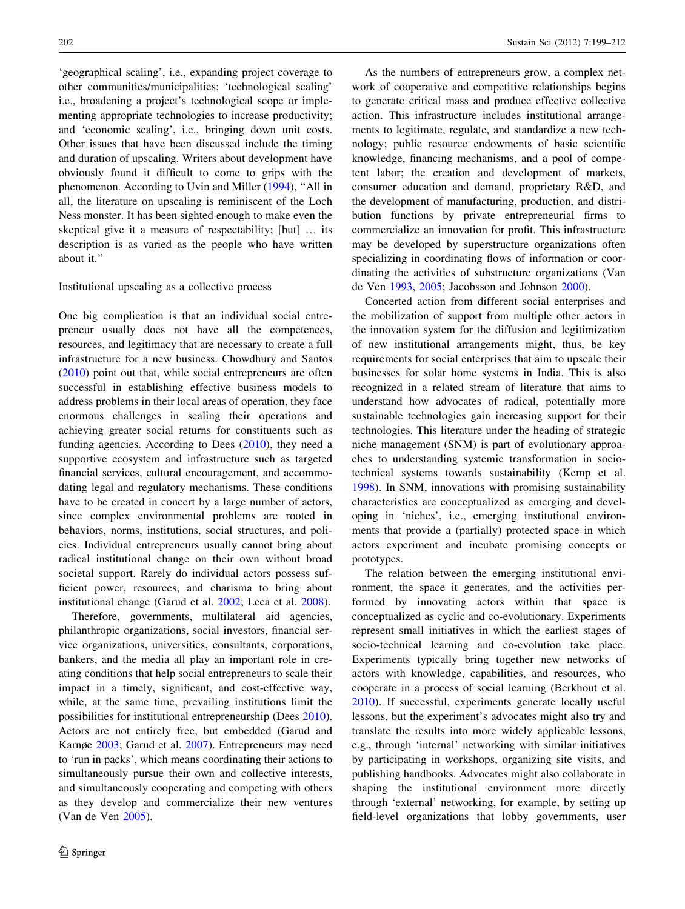'geographical scaling', i.e., expanding project coverage to other communities/municipalities; 'technological scaling' i.e., broadening a project's technological scope or implementing appropriate technologies to increase productivity; and 'economic scaling', i.e., bringing down unit costs. Other issues that have been discussed include the timing and duration of upscaling. Writers about development have obviously found it difficult to come to grips with the phenomenon. According to Uvin and Miller (1994), "All in all, the literature on upscaling is reminiscent of the Loch Ness monster. It has been sighted enough to make even the skeptical give it a measure of respectability; [but] … its description is as varied as the people who have written about it."

## Institutional upscaling as a collective process

One big complication is that an individual social entrepreneur usually does not have all the competences, resources, and legitimacy that are necessary to create a full infrastructure for a new business. Chowdhury and Santos (2010) point out that, while social entrepreneurs are often successful in establishing effective business models to address problems in their local areas of operation, they face enormous challenges in scaling their operations and achieving greater social returns for constituents such as funding agencies. According to Dees (2010), they need a supportive ecosystem and infrastructure such as targeted financial services, cultural encouragement, and accommodating legal and regulatory mechanisms. These conditions have to be created in concert by a large number of actors, since complex environmental problems are rooted in behaviors, norms, institutions, social structures, and policies. Individual entrepreneurs usually cannot bring about radical institutional change on their own without broad societal support. Rarely do individual actors possess sufficient power, resources, and charisma to bring about institutional change (Garud et al. 2002; Leca et al. 2008).

Therefore, governments, multilateral aid agencies, philanthropic organizations, social investors, financial service organizations, universities, consultants, corporations, bankers, and the media all play an important role in creating conditions that help social entrepreneurs to scale their impact in a timely, significant, and cost-effective way, while, at the same time, prevailing institutions limit the possibilities for institutional entrepreneurship (Dees 2010). Actors are not entirely free, but embedded (Garud and Karnøe 2003; Garud et al. 2007). Entrepreneurs may need to 'run in packs', which means coordinating their actions to simultaneously pursue their own and collective interests, and simultaneously cooperating and competing with others as they develop and commercialize their new ventures (Van de Ven 2005).

As the numbers of entrepreneurs grow, a complex network of cooperative and competitive relationships begins to generate critical mass and produce effective collective action. This infrastructure includes institutional arrangements to legitimate, regulate, and standardize a new technology; public resource endowments of basic scientific knowledge, financing mechanisms, and a pool of competent labor; the creation and development of markets, consumer education and demand, proprietary R&D, and the development of manufacturing, production, and distribution functions by private entrepreneurial firms to commercialize an innovation for profit. This infrastructure may be developed by superstructure organizations often specializing in coordinating flows of information or coordinating the activities of substructure organizations (Van de Ven 1993, 2005; Jacobsson and Johnson 2000).

Concerted action from different social enterprises and the mobilization of support from multiple other actors in the innovation system for the diffusion and legitimization of new institutional arrangements might, thus, be key requirements for social enterprises that aim to upscale their businesses for solar home systems in India. This is also recognized in a related stream of literature that aims to understand how advocates of radical, potentially more sustainable technologies gain increasing support for their technologies. This literature under the heading of strategic niche management (SNM) is part of evolutionary approaches to understanding systemic transformation in socio-technical systems towards sustainability (Kemp et al. 1998). In SNM, innovations with promising sustainability characteristics are conceptualized as emerging and developing in 'niches', i.e., emerging institutional environments that provide a (partially) protected space in which actors experiment and incubate promising concepts or prototypes.

The relation between the emerging institutional environment, the space it generates, and the activities performed by innovating actors within that space is conceptualized as cyclic and co-evolutionary. Experiments represent small initiatives in which the earliest stages of socio-technical learning and co-evolution take place. Experiments typically bring together new networks of actors with knowledge, capabilities, and resources, who cooperate in a process of social learning (Berkhout et al. 2010). If successful, experiments generate locally useful lessons, but the experiment's advocates might also try and translate the results into more widely applicable lessons, e.g., through 'internal' networking with similar initiatives by participating in workshops, organizing site visits, and publishing handbooks. Advocates might also collaborate in shaping the institutional environment more directly through 'external' networking, for example, by setting up field-level organizations that lobby governments, user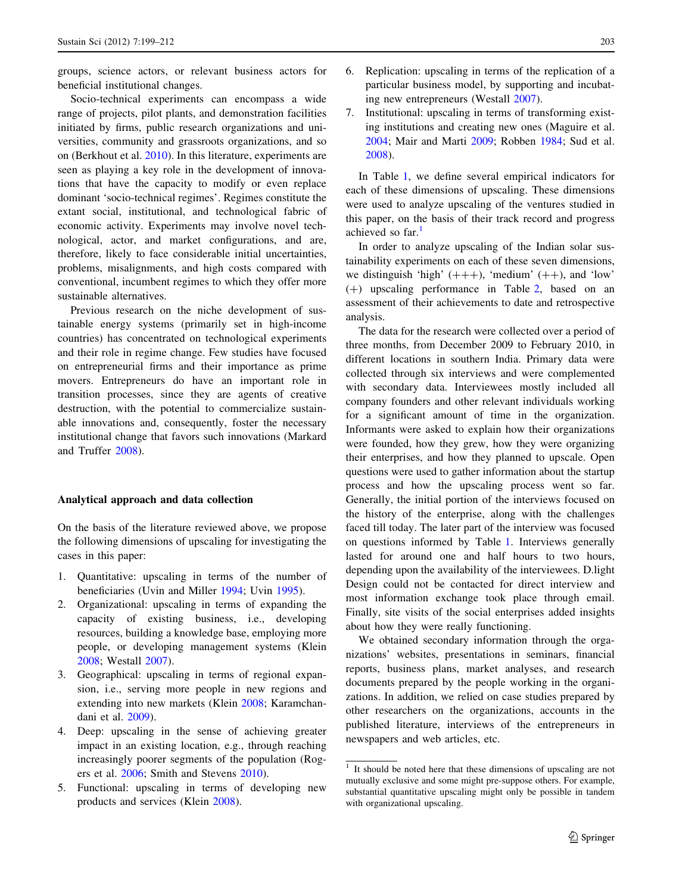groups, science actors, or relevant business actors for beneficial institutional changes.

Socio-technical experiments can encompass a wide range of projects, pilot plants, and demonstration facilities initiated by firms, public research organizations and universities, community and grassroots organizations, and so on (Berkhout et al. 2010). In this literature, experiments are seen as playing a key role in the development of innovations that have the capacity to modify or even replace dominant 'socio-technical regimes'. Regimes constitute the extant social, institutional, and technological fabric of economic activity. Experiments may involve novel technological, actor, and market configurations, and are, therefore, likely to face considerable initial uncertainties, problems, misalignments, and high costs compared with conventional, incumbent regimes to which they offer more sustainable alternatives.

Previous research on the niche development of sustainable energy systems (primarily set in high-income countries) has concentrated on technological experiments and their role in regime change. Few studies have focused on entrepreneurial firms and their importance as prime movers. Entrepreneurs do have an important role in transition processes, since they are agents of creative destruction, with the potential to commercialize sustainable innovations and, consequently, foster the necessary institutional change that favors such innovations (Markard and Truffer 2008).

## Analytical approach and data collection

On the basis of the literature reviewed above, we propose the following dimensions of upscaling for investigating the cases in this paper:

1. Quantitative: upscaling in terms of the number of beneficiaries (Uvin and Miller 1994; Uvin 1995).
2. Organizational: upscaling in terms of expanding the capacity of existing business, i.e., developing resources, building a knowledge base, employing more people, or developing management systems (Klein 2008; Westall 2007).
3. Geographical: upscaling in terms of regional expansion, i.e., serving more people in new regions and extending into new markets (Klein 2008; Karamchandani et al. 2009).
4. Deep: upscaling in the sense of achieving greater impact in an existing location, e.g., through reaching increasingly poorer segments of the population (Rogers et al. 2006; Smith and Stevens 2010).
5. Functional: upscaling in terms of developing new products and services (Klein 2008).
6. Replication: upscaling in terms of the replication of a particular business model, by supporting and incubating new entrepreneurs (Westall 2007).
7. Institutional: upscaling in terms of transforming existing institutions and creating new ones (Maguire et al. 2004; Mair and Marti 2009; Robben 1984; Sud et al. 2008).

In Table 1, we define several empirical indicators for each of these dimensions of upscaling. These dimensions were used to analyze upscaling of the ventures studied in this paper, on the basis of their track record and progress achieved so far.[1]

In order to analyze upscaling of the Indian solar sustainability experiments on each of these seven dimensions, we distinguish 'high' (+++), 'medium' (++), and 'low' (+) upscaling performance in Table 2, based on an assessment of their achievements to date and retrospective analysis.

The data for the research were collected over a period of three months, from December 2009 to February 2010, in different locations in southern India. Primary data were collected through six interviews and were complemented with secondary data. Interviewees mostly included all company founders and other relevant individuals working for a significant amount of time in the organization. Informants were asked to explain how their organizations were founded, how they grew, how they were organizing their enterprises, and how they planned to upscale. Open questions were used to gather information about the startup process and how the upscaling process went so far. Generally, the initial portion of the interviews focused on the history of the enterprise, along with the challenges faced till today. The later part of the interview was focused on questions informed by Table 1. Interviews generally lasted for around one and half hours to two hours, depending upon the availability of the interviewees. D.light Design could not be contacted for direct interview and most information exchange took place through email. Finally, site visits of the social enterprises added insights about how they were really functioning.

We obtained secondary information through the organizations' websites, presentations in seminars, financial reports, business plans, market analyses, and research documents prepared by the people working in the organizations. In addition, we relied on case studies prepared by other researchers on the organizations, accounts in the published literature, interviews of the entrepreneurs in newspapers and web articles, etc.

[1] It should be noted here that these dimensions of upscaling are not mutually exclusive and some might pre-suppose others. For example, substantial quantitative upscaling might only be possible in tandem with organizational upscaling.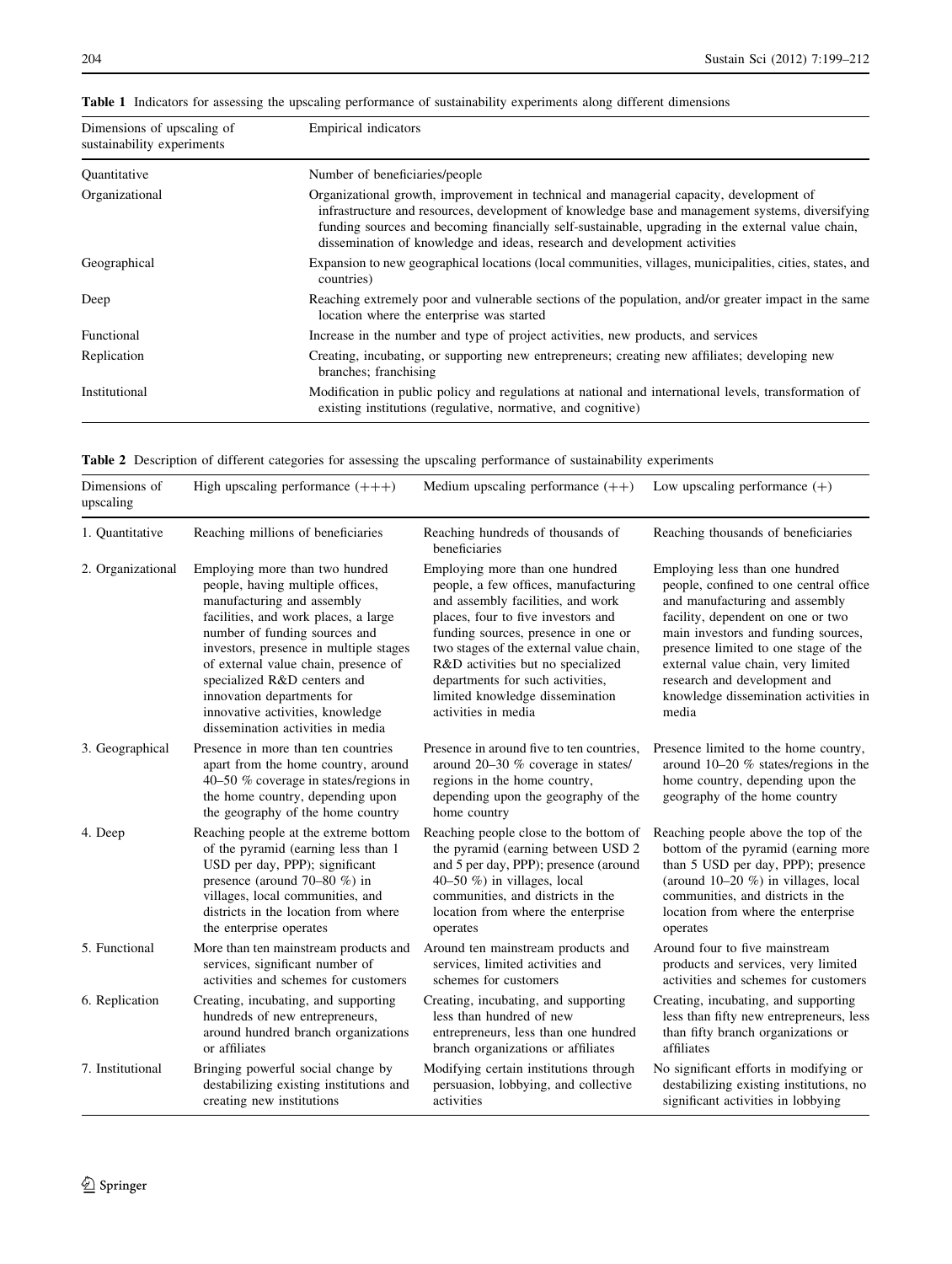**Table 1** Indicators for assessing the upscaling performance of sustainability experiments along different dimensions

| Dimensions of upscaling of sustainability experiments | Empirical indicators |
|---|---|
| Quantitative | Number of beneficiaries/people |
| Organizational | Organizational growth, improvement in technical and managerial capacity, development of infrastructure and resources, development of knowledge base and management systems, diversifying funding sources and becoming financially self-sustainable, upgrading in the external value chain, dissemination of knowledge and ideas, research and development activities |
| Geographical | Expansion to new geographical locations (local communities, villages, municipalities, cities, states, and countries) |
| Deep | Reaching extremely poor and vulnerable sections of the population, and/or greater impact in the same location where the enterprise was started |
| Functional | Increase in the number and type of project activities, new products, and services |
| Replication | Creating, incubating, or supporting new entrepreneurs; creating new affiliates; developing new branches; franchising |
| Institutional | Modification in public policy and regulations at national and international levels, transformation of existing institutions (regulative, normative, and cognitive) |

**Table 2** Description of different categories for assessing the upscaling performance of sustainability experiments

| Dimensions of upscaling | High upscaling performance (+++) | Medium upscaling performance (++) | Low upscaling performance (+) |
|---|---|---|---|
| 1. Quantitative | Reaching millions of beneficiaries | Reaching hundreds of thousands of beneficiaries | Reaching thousands of beneficiaries |
| 2. Organizational | Employing more than two hundred people, having multiple offices, manufacturing and assembly facilities, and work places, a large number of funding sources and investors, presence in multiple stages of external value chain, presence of specialized R&D centers and innovation departments for innovative activities, knowledge dissemination activities in media | Employing more than one hundred people, a few offices, manufacturing and assembly facilities, and work places, four to five investors and funding sources, presence in one or two stages of the external value chain, R&D activities but no specialized departments for such activities, limited knowledge dissemination activities in media | Employing less than one hundred people, confined to one central office and manufacturing and assembly facility, dependent on one or two main investors and funding sources, presence limited to one stage of the external value chain, very limited research and development and knowledge dissemination activities in media |
| 3. Geographical | Presence in more than ten countries apart from the home country, around 40–50 % coverage in states/regions in the home country, depending upon the geography of the home country | Presence in around five to ten countries, around 20–30 % coverage in states/regions in the home country, depending upon the geography of the home country | Presence limited to the home country, around 10–20 % states/regions in the home country, depending upon the geography of the home country |
| 4. Deep | Reaching people at the extreme bottom of the pyramid (earning less than 1 USD per day, PPP); significant presence (around 70–80 %) in villages, local communities, and districts in the location from where the enterprise operates | Reaching people close to the bottom of the pyramid (earning between USD 2 and 5 per day, PPP); presence (around 40–50 %) in villages, local communities, and districts in the location from where the enterprise operates | Reaching people above the top of the bottom of the pyramid (earning more than 5 USD per day, PPP); presence (around 10–20 %) in villages, local communities, and districts in the location from where the enterprise operates |
| 5. Functional | More than ten mainstream products and services, significant number of activities and schemes for customers | Around ten mainstream products and services, limited activities and schemes for customers | Around four to five mainstream products and services, very limited activities and schemes for customers |
| 6. Replication | Creating, incubating, and supporting hundreds of new entrepreneurs, around hundred branch organizations or affiliates | Creating, incubating, and supporting less than hundred of new entrepreneurs, less than one hundred branch organizations or affiliates | Creating, incubating, and supporting less than fifty new entrepreneurs, less than fifty branch organizations or affiliates |
| 7. Institutional | Bringing powerful social change by destabilizing existing institutions and creating new institutions | Modifying certain institutions through persuasion, lobbying, and collective activities | No significant efforts in modifying or destabilizing existing institutions, no significant activities in lobbying |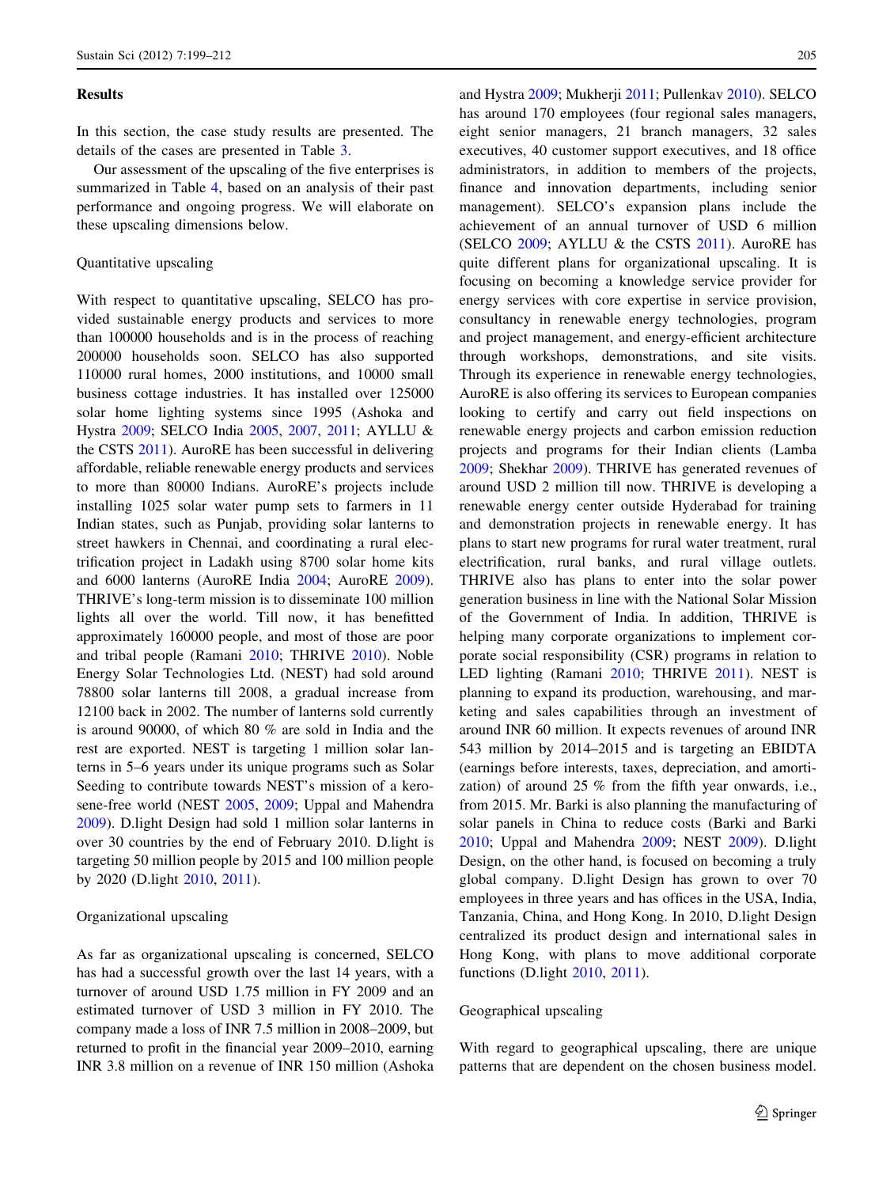## Results

In this section, the case study results are presented. The details of the cases are presented in Table 3.

Our assessment of the upscaling of the five enterprises is summarized in Table 4, based on an analysis of their past performance and ongoing progress. We will elaborate on these upscaling dimensions below.

### Quantitative upscaling

With respect to quantitative upscaling, SELCO has provided sustainable energy products and services to more than 100000 households and is in the process of reaching 200000 households soon. SELCO has also supported 110000 rural homes, 2000 institutions, and 10000 small business cottage industries. It has installed over 125000 solar home lighting systems since 1995 (Ashoka and Hystra 2009; SELCO India 2005, 2007, 2011; AYLLU & the CSTS 2011). AuroRE has been successful in delivering affordable, reliable renewable energy products and services to more than 80000 Indians. AuroRE's projects include installing 1025 solar water pump sets to farmers in 11 Indian states, such as Punjab, providing solar lanterns to street hawkers in Chennai, and coordinating a rural electrification project in Ladakh using 8700 solar home kits and 6000 lanterns (AuroRE India 2004; AuroRE 2009). THRIVE's long-term mission is to disseminate 100 million lights all over the world. Till now, it has benefitted approximately 160000 people, and most of those are poor and tribal people (Ramani 2010; THRIVE 2010). Noble Energy Solar Technologies Ltd. (NEST) had sold around 78800 solar lanterns till 2008, a gradual increase from 12100 back in 2002. The number of lanterns sold currently is around 90000, of which 80 % are sold in India and the rest are exported. NEST is targeting 1 million solar lanterns in 5–6 years under its unique programs such as Solar Seeding to contribute towards NEST's mission of a kerosene-free world (NEST 2005, 2009; Uppal and Mahendra 2009). D.light Design had sold 1 million solar lanterns in over 30 countries by the end of February 2010. D.light is targeting 50 million people by 2015 and 100 million people by 2020 (D.light 2010, 2011).

### Organizational upscaling

As far as organizational upscaling is concerned, SELCO has had a successful growth over the last 14 years, with a turnover of around USD 1.75 million in FY 2009 and an estimated turnover of USD 3 million in FY 2010. The company made a loss of INR 7.5 million in 2008–2009, but returned to profit in the financial year 2009–2010, earning INR 3.8 million on a revenue of INR 150 million (Ashoka and Hystra 2009; Mukherji 2011; Pullenkav 2010). SELCO has around 170 employees (four regional sales managers, eight senior managers, 21 branch managers, 32 sales executives, 40 customer support executives, and 18 office administrators, in addition to members of the projects, finance and innovation departments, including senior management). SELCO's expansion plans include the achievement of an annual turnover of USD 6 million (SELCO 2009; AYLLU & the CSTS 2011). AuroRE has quite different plans for organizational upscaling. It is focusing on becoming a knowledge service provider for energy services with core expertise in service provision, consultancy in renewable energy technologies, program and project management, and energy-efficient architecture through workshops, demonstrations, and site visits. Through its experience in renewable energy technologies, AuroRE is also offering its services to European companies looking to certify and carry out field inspections on renewable energy projects and carbon emission reduction projects and programs for their Indian clients (Lamba 2009; Shekhar 2009). THRIVE has generated revenues of around USD 2 million till now. THRIVE is developing a renewable energy center outside Hyderabad for training and demonstration projects in renewable energy. It has plans to start new programs for rural water treatment, rural electrification, rural banks, and rural village outlets. THRIVE also has plans to enter into the solar power generation business in line with the National Solar Mission of the Government of India. In addition, THRIVE is helping many corporate organizations to implement corporate social responsibility (CSR) programs in relation to LED lighting (Ramani 2010; THRIVE 2011). NEST is planning to expand its production, warehousing, and marketing and sales capabilities through an investment of around INR 60 million. It expects revenues of around INR 543 million by 2014–2015 and is targeting an EBIDTA (earnings before interests, taxes, depreciation, and amortization) of around 25 % from the fifth year onwards, i.e., from 2015. Mr. Barki is also planning the manufacturing of solar panels in China to reduce costs (Barki and Barki 2010; Uppal and Mahendra 2009; NEST 2009). D.light Design, on the other hand, is focused on becoming a truly global company. D.light Design has grown to over 70 employees in three years and has offices in the USA, India, Tanzania, China, and Hong Kong. In 2010, D.light Design centralized its product design and international sales in Hong Kong, with plans to move additional corporate functions (D.light 2010, 2011).

### Geographical upscaling

With regard to geographical upscaling, there are unique patterns that are dependent on the chosen business model.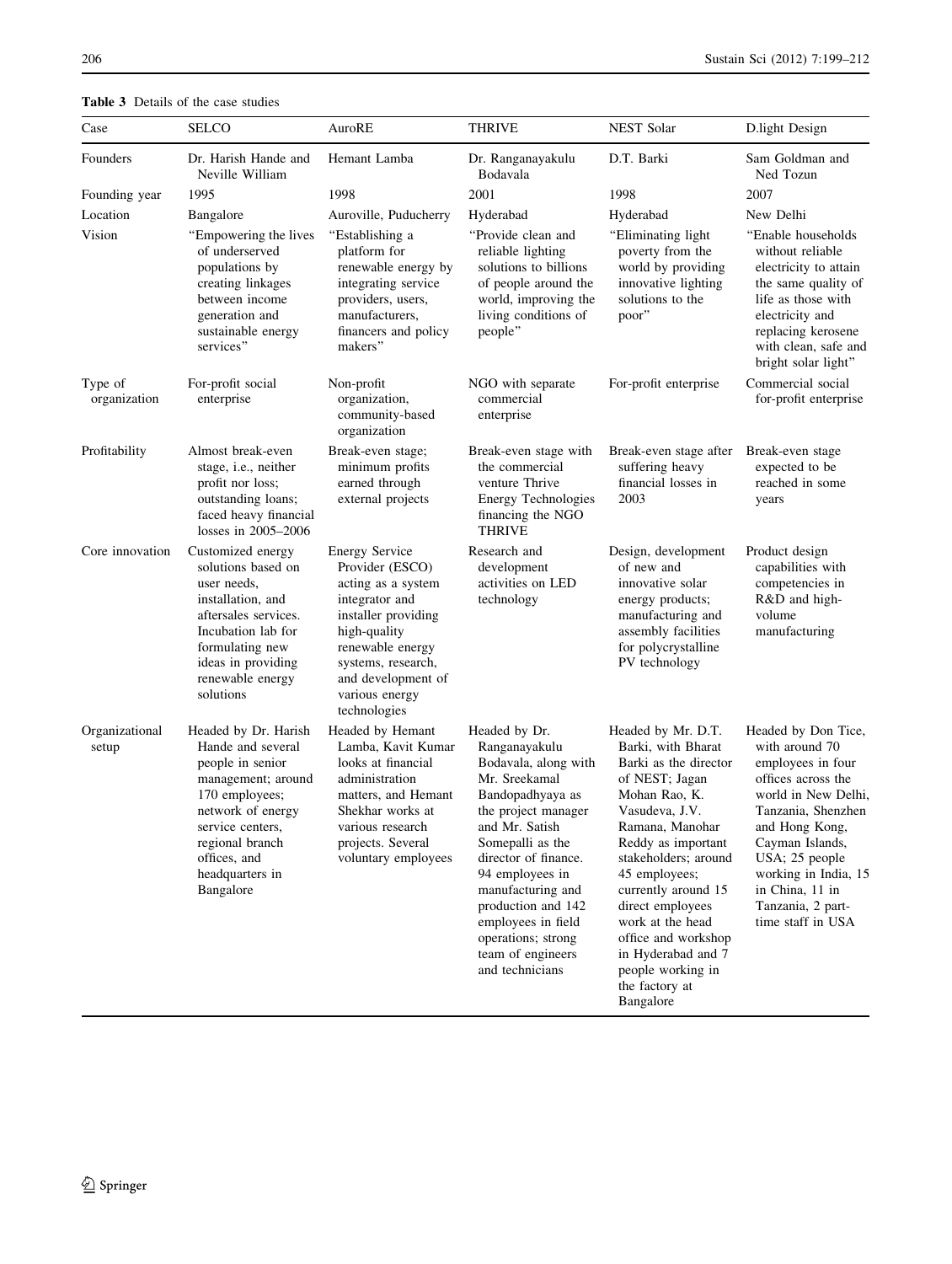**Table 3** Details of the case studies

| Case | SELCO | AuroRE | THRIVE | NEST Solar | D.light Design |
|---|---|---|---|---|---|
| Founders | Dr. Harish Hande and Neville William | Hemant Lamba | Dr. Ranganayakulu Bodavala | D.T. Barki | Sam Goldman and Ned Tozun |
| Founding year | 1995 | 1998 | 2001 | 1998 | 2007 |
| Location | Bangalore | Auroville, Puducherry | Hyderabad | Hyderabad | New Delhi |
| Vision | "Empowering the lives of underserved populations by creating linkages between income generation and sustainable energy services" | "Establishing a platform for renewable energy by integrating service providers, users, manufacturers, financers and policy makers" | "Provide clean and reliable lighting solutions to billions of people around the world, improving the living conditions of people" | "Eliminating light poverty from the world by providing innovative lighting solutions to the poor" | "Enable households without reliable electricity to attain the same quality of life as those with electricity and replacing kerosene with clean, safe and bright solar light" |
| Type of organization | For-profit social enterprise | Non-profit organization, community-based organization | NGO with separate commercial enterprise | For-profit enterprise | Commercial social for-profit enterprise |
| Profitability | Almost break-even stage, i.e., neither profit nor loss; outstanding loans; faced heavy financial losses in 2005–2006 | Break-even stage; minimum profits earned through external projects | Break-even stage with the commercial venture Thrive Energy Technologies financing the NGO THRIVE | Break-even stage after suffering heavy financial losses in 2003 | Break-even stage expected to be reached in some years |
| Core innovation | Customized energy solutions based on user needs, installation, and aftersales services. Incubation lab for formulating new ideas in providing renewable energy solutions | Energy Service Provider (ESCO) acting as a system integrator and installer providing high-quality renewable energy systems, research, and development of various energy technologies | Research and development activities on LED technology | Design, development of new and innovative solar energy products; manufacturing and assembly facilities for polycrystalline PV technology | Product design capabilities with competencies in R&D and high-volume manufacturing |
| Organizational setup | Headed by Dr. Harish Hande and several people in senior management; around 170 employees; network of energy service centers, regional branch offices, and headquarters in Bangalore | Headed by Hemant Lamba, Kavit Kumar looks at financial administration matters, and Hemant Shekhar works at various research projects. Several voluntary employees | Headed by Dr. Ranganayakulu Bodavala, along with Mr. Sreekamal Bandopadhyaya as the project manager and Mr. Satish Somepalli as the director of finance. 94 employees in manufacturing and production and 142 employees in field operations; strong team of engineers and technicians | Headed by Mr. D.T. Barki, with Bharat Barki as the director of NEST; Jagan Mohan Rao, K. Vasudeva, J.V. Ramana, Manohar Reddy as important stakeholders; around 45 employees; currently around 15 direct employees work at the head office and workshop in Hyderabad and 7 people working in the factory at Bangalore | Headed by Don Tice, with around 70 employees in four offices across the world in New Delhi, Tanzania, Shenzhen and Hong Kong, Cayman Islands, USA; 25 people working in India, 15 in China, 11 in Tanzania, 2 part-time staff in USA |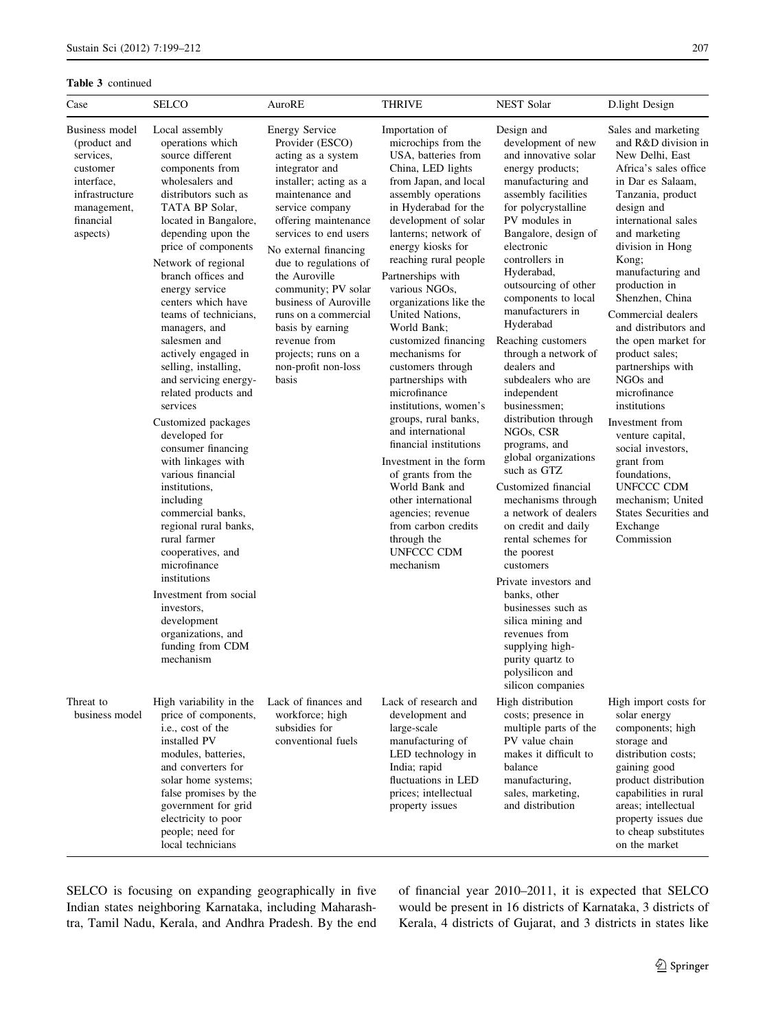**Table 3** continued

| Case | SELCO | AuroRE | THRIVE | NEST Solar | D.light Design |
|---|---|---|---|---|---|
| Business model (product and services, customer interface, infrastructure management, financial aspects) | Local assembly operations which source different components from wholesalers and distributors such as TATA BP Solar, located in Bangalore, depending upon the price of components<br>Network of regional branch offices and energy service centers which have teams of technicians, managers, and salesmen and actively engaged in selling, installing, and servicing energy-related products and services<br>Customized packages developed for consumer financing with linkages with various financial institutions, including commercial banks, regional rural banks, rural farmer cooperatives, and microfinance institutions<br>Investment from social investors, development organizations, and funding from CDM mechanism | Energy Service Provider (ESCO) acting as a system integrator and installer; acting as a maintenance and service company offering maintenance services to end users<br>No external financing due to regulations of the Auroville community; PV solar business of Auroville runs on a commercial basis by earning revenue from projects; runs on a non-profit non-loss basis | Importation of microchips from the USA, batteries from China, LED lights from Japan, and local assembly operations in Hyderabad for the development of solar lanterns; network of energy kiosks for reaching rural people<br>Partnerships with various NGOs, organizations like the United Nations, World Bank; customized financing mechanisms for customers through partnerships with microfinance institutions, women's groups, rural banks, and international financial institutions<br>Investment in the form of grants from the World Bank and other international agencies; revenue from carbon credits through the UNFCCC CDM mechanism | Design and development of new and innovative solar energy products; manufacturing and assembly facilities for polycrystalline PV modules in Bangalore, design of electronic controllers in Hyderabad, outsourcing of other components to local manufacturers in Hyderabad<br>Reaching customers through a network of dealers and subdealers who are independent businessmen; distribution through NGOs, CSR programs, and global organizations such as GTZ<br>Customized financial mechanisms through a network of dealers on credit and daily rental schemes for the poorest customers<br>Private investors and banks, other businesses such as silica mining and revenues from supplying high-purity quartz to polysilicon and silicon companies | Sales and marketing and R&D division in New Delhi, East Africa's sales office in Dar es Salaam, Tanzania, product design and international sales and marketing division in Hong Kong; manufacturing and production in Shenzhen, China<br>Commercial dealers and distributors and the open market for product sales; partnerships with NGOs and microfinance institutions<br>Investment from venture capital, social investors, grant from foundations, UNFCCC CDM mechanism; United States Securities and Exchange Commission |
| Threat to business model | High variability in the price of components, i.e., cost of the installed PV modules, batteries, and converters for solar home systems; false promises by the government for grid electricity to poor people; need for local technicians | Lack of finances and workforce; high subsidies for conventional fuels | Lack of research and development and large-scale manufacturing of LED technology in India; rapid fluctuations in LED prices; intellectual property issues | High distribution costs; presence in multiple parts of the PV value chain makes it difficult to balance manufacturing, sales, marketing, and distribution | High import costs for solar energy components; high storage and distribution costs; gaining good product distribution capabilities in rural areas; intellectual property issues due to cheap substitutes on the market |

SELCO is focusing on expanding geographically in five Indian states neighboring Karnataka, including Maharashtra, Tamil Nadu, Kerala, and Andhra Pradesh. By the end of financial year 2010–2011, it is expected that SELCO would be present in 16 districts of Karnataka, 3 districts of Kerala, 4 districts of Gujarat, and 3 districts in states like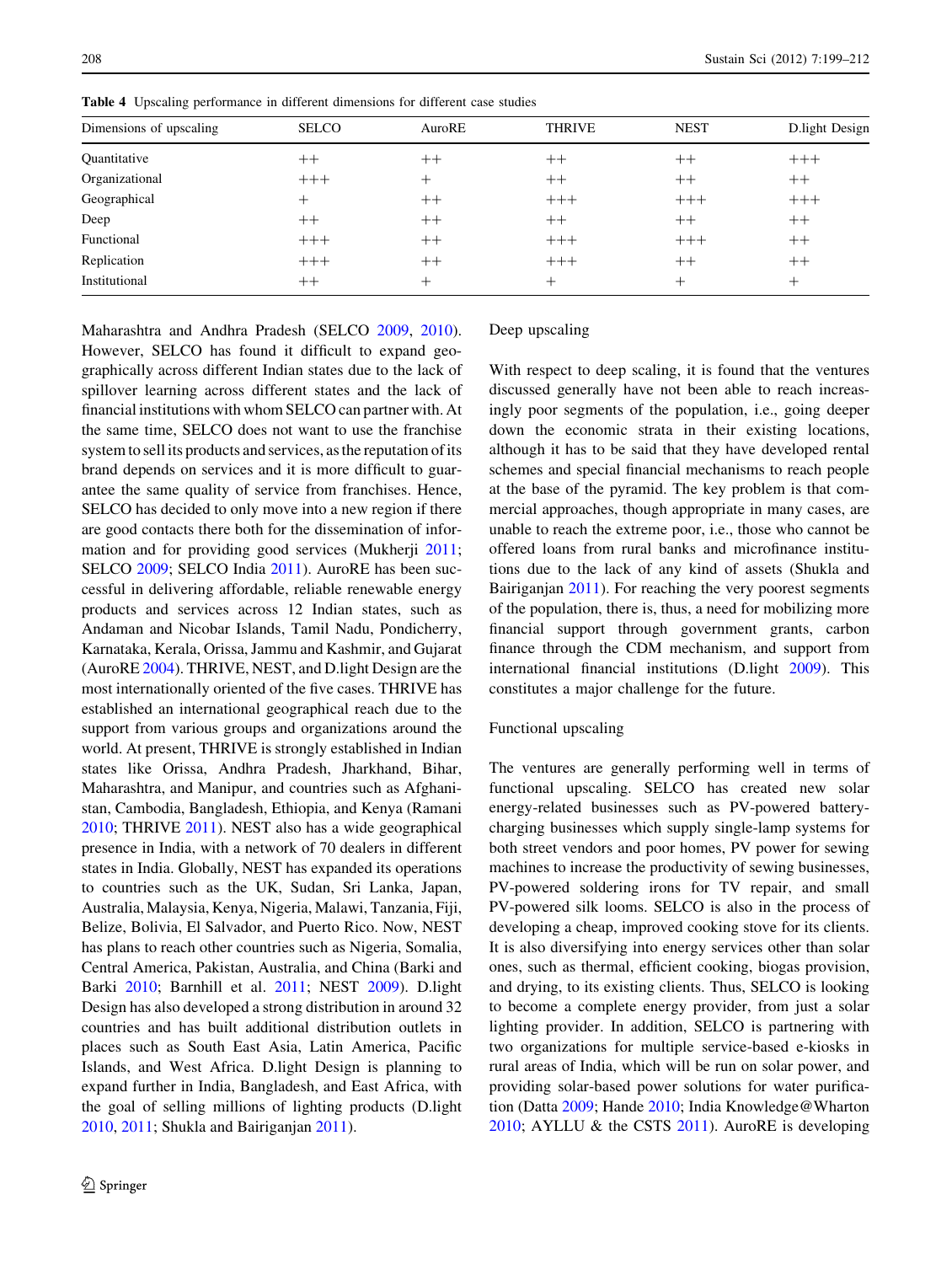Table 4 Upscaling performance in different dimensions for different case studies

| Dimensions of upscaling | SELCO | AuroRE | THRIVE | NEST | D.light Design |
|---|---|---|---|---|---|
| Quantitative | ++ | ++ | ++ | ++ | +++ |
| Organizational | +++ | + | ++ | ++ | ++ |
| Geographical | + | ++ | +++ | +++ | +++ |
| Deep | ++ | ++ | ++ | ++ | ++ |
| Functional | +++ | ++ | +++ | +++ | ++ |
| Replication | +++ | ++ | +++ | ++ | ++ |
| Institutional | ++ | + | + | + | + |

Maharashtra and Andhra Pradesh (SELCO 2009, 2010). However, SELCO has found it difficult to expand geographically across different Indian states due to the lack of spillover learning across different states and the lack of financial institutions with whom SELCO can partner with. At the same time, SELCO does not want to use the franchise system to sell its products and services, as the reputation of its brand depends on services and it is more difficult to guarantee the same quality of service from franchises. Hence, SELCO has decided to only move into a new region if there are good contacts there both for the dissemination of information and for providing good services (Mukherji 2011; SELCO 2009; SELCO India 2011). AuroRE has been successful in delivering affordable, reliable renewable energy products and services across 12 Indian states, such as Andaman and Nicobar Islands, Tamil Nadu, Pondicherry, Karnataka, Kerala, Orissa, Jammu and Kashmir, and Gujarat (AuroRE 2004). THRIVE, NEST, and D.light Design are the most internationally oriented of the five cases. THRIVE has established an international geographical reach due to the support from various groups and organizations around the world. At present, THRIVE is strongly established in Indian states like Orissa, Andhra Pradesh, Jharkhand, Bihar, Maharashtra, and Manipur, and countries such as Afghanistan, Cambodia, Bangladesh, Ethiopia, and Kenya (Ramani 2010; THRIVE 2011). NEST also has a wide geographical presence in India, with a network of 70 dealers in different states in India. Globally, NEST has expanded its operations to countries such as the UK, Sudan, Sri Lanka, Japan, Australia, Malaysia, Kenya, Nigeria, Malawi, Tanzania, Fiji, Belize, Bolivia, El Salvador, and Puerto Rico. Now, NEST has plans to reach other countries such as Nigeria, Somalia, Central America, Pakistan, Australia, and China (Barki and Barki 2010; Barnhill et al. 2011; NEST 2009). D.light Design has also developed a strong distribution in around 32 countries and has built additional distribution outlets in places such as South East Asia, Latin America, Pacific Islands, and West Africa. D.light Design is planning to expand further in India, Bangladesh, and East Africa, with the goal of selling millions of lighting products (D.light 2010, 2011; Shukla and Bairiganjan 2011).

### Deep upscaling

With respect to deep scaling, it is found that the ventures discussed generally have not been able to reach increasingly poor segments of the population, i.e., going deeper down the economic strata in their existing locations, although it has to be said that they have developed rental schemes and special financial mechanisms to reach people at the base of the pyramid. The key problem is that commercial approaches, though appropriate in many cases, are unable to reach the extreme poor, i.e., those who cannot be offered loans from rural banks and microfinance institutions due to the lack of any kind of assets (Shukla and Bairiganjan 2011). For reaching the very poorest segments of the population, there is, thus, a need for mobilizing more financial support through government grants, carbon finance through the CDM mechanism, and support from international financial institutions (D.light 2009). This constitutes a major challenge for the future.

### Functional upscaling

The ventures are generally performing well in terms of functional upscaling. SELCO has created new solar energy-related businesses such as PV-powered battery-charging businesses which supply single-lamp systems for both street vendors and poor homes, PV power for sewing machines to increase the productivity of sewing businesses, PV-powered soldering irons for TV repair, and small PV-powered silk looms. SELCO is also in the process of developing a cheap, improved cooking stove for its clients. It is also diversifying into energy services other than solar ones, such as thermal, efficient cooking, biogas provision, and drying, to its existing clients. Thus, SELCO is looking to become a complete energy provider, from just a solar lighting provider. In addition, SELCO is partnering with two organizations for multiple service-based e-kiosks in rural areas of India, which will be run on solar power, and providing solar-based power solutions for water purification (Datta 2009; Hande 2010; India Knowledge@Wharton 2010; AYLLU & the CSTS 2011). AuroRE is developing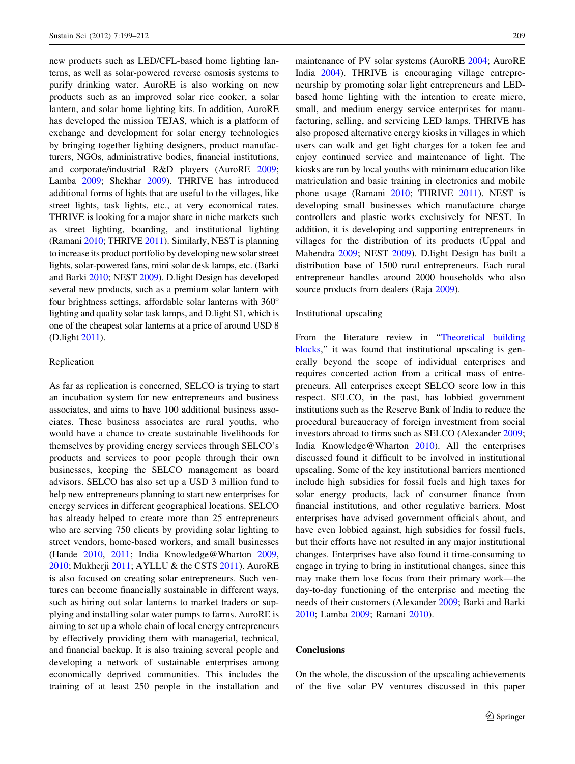new products such as LED/CFL-based home lighting lanterns, as well as solar-powered reverse osmosis systems to purify drinking water. AuroRE is also working on new products such as an improved solar rice cooker, a solar lantern, and solar home lighting kits. In addition, AuroRE has developed the mission TEJAS, which is a platform of exchange and development for solar energy technologies by bringing together lighting designers, product manufacturers, NGOs, administrative bodies, financial institutions, and corporate/industrial R&D players (AuroRE 2009; Lamba 2009; Shekhar 2009). THRIVE has introduced additional forms of lights that are useful to the villages, like street lights, task lights, etc., at very economical rates. THRIVE is looking for a major share in niche markets such as street lighting, boarding, and institutional lighting (Ramani 2010; THRIVE 2011). Similarly, NEST is planning to increase its product portfolio by developing new solar street lights, solar-powered fans, mini solar desk lamps, etc. (Barki and Barki 2010; NEST 2009). D.light Design has developed several new products, such as a premium solar lantern with four brightness settings, affordable solar lanterns with 360° lighting and quality solar task lamps, and D.light S1, which is one of the cheapest solar lanterns at a price of around USD 8 (D.light 2011).

### Replication

As far as replication is concerned, SELCO is trying to start an incubation system for new entrepreneurs and business associates, and aims to have 100 additional business associates. These business associates are rural youths, who would have a chance to create sustainable livelihoods for themselves by providing energy services through SELCO's products and services to poor people through their own businesses, keeping the SELCO management as board advisors. SELCO has also set up a USD 3 million fund to help new entrepreneurs planning to start new enterprises for energy services in different geographical locations. SELCO has already helped to create more than 25 entrepreneurs who are serving 750 clients by providing solar lighting to street vendors, home-based workers, and small businesses (Hande 2010, 2011; India Knowledge@Wharton 2009, 2010; Mukherji 2011; AYLLU & the CSTS 2011). AuroRE is also focused on creating solar entrepreneurs. Such ventures can become financially sustainable in different ways, such as hiring out solar lanterns to market traders or supplying and installing solar water pumps to farms. AuroRE is aiming to set up a whole chain of local energy entrepreneurs by effectively providing them with managerial, technical, and financial backup. It is also training several people and developing a network of sustainable enterprises among economically deprived communities. This includes the training of at least 250 people in the installation and maintenance of PV solar systems (AuroRE 2004; AuroRE India 2004). THRIVE is encouraging village entrepreneurship by promoting solar light entrepreneurs and LED-based home lighting with the intention to create micro, small, and medium energy service enterprises for manufacturing, selling, and servicing LED lamps. THRIVE has also proposed alternative energy kiosks in villages in which users can walk and get light charges for a token fee and enjoy continued service and maintenance of light. The kiosks are run by local youths with minimum education like matriculation and basic training in electronics and mobile phone usage (Ramani 2010; THRIVE 2011). NEST is developing small businesses which manufacture charge controllers and plastic works exclusively for NEST. In addition, it is developing and supporting entrepreneurs in villages for the distribution of its products (Uppal and Mahendra 2009; NEST 2009). D.light Design has built a distribution base of 1500 rural entrepreneurs. Each rural entrepreneur handles around 2000 households who also source products from dealers (Raja 2009).

### Institutional upscaling

From the literature review in "Theoretical building blocks," it was found that institutional upscaling is generally beyond the scope of individual enterprises and requires concerted action from a critical mass of entrepreneurs. All enterprises except SELCO score low in this respect. SELCO, in the past, has lobbied government institutions such as the Reserve Bank of India to reduce the procedural bureaucracy of foreign investment from social investors abroad to firms such as SELCO (Alexander 2009; India Knowledge@Wharton 2010). All the enterprises discussed found it difficult to be involved in institutional upscaling. Some of the key institutional barriers mentioned include high subsidies for fossil fuels and high taxes for solar energy products, lack of consumer finance from financial institutions, and other regulative barriers. Most enterprises have advised government officials about, and have even lobbied against, high subsidies for fossil fuels, but their efforts have not resulted in any major institutional changes. Enterprises have also found it time-consuming to engage in trying to bring in institutional changes, since this may make them lose focus from their primary work—the day-to-day functioning of the enterprise and meeting the needs of their customers (Alexander 2009; Barki and Barki 2010; Lamba 2009; Ramani 2010).

## Conclusions

On the whole, the discussion of the upscaling achievements of the five solar PV ventures discussed in this paper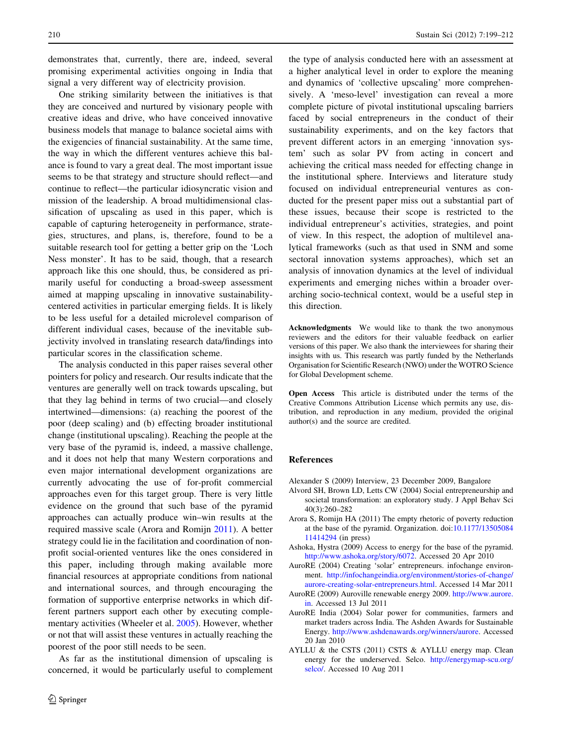demonstrates that, currently, there are, indeed, several promising experimental activities ongoing in India that signal a very different way of electricity provision.

One striking similarity between the initiatives is that they are conceived and nurtured by visionary people with creative ideas and drive, who have conceived innovative business models that manage to balance societal aims with the exigencies of financial sustainability. At the same time, the way in which the different ventures achieve this balance is found to vary a great deal. The most important issue seems to be that strategy and structure should reflect—and continue to reflect—the particular idiosyncratic vision and mission of the leadership. A broad multidimensional classification of upscaling as used in this paper, which is capable of capturing heterogeneity in performance, strategies, structures, and plans, is, therefore, found to be a suitable research tool for getting a better grip on the 'Loch Ness monster'. It has to be said, though, that a research approach like this one should, thus, be considered as primarily useful for conducting a broad-sweep assessment aimed at mapping upscaling in innovative sustainability-centered activities in particular emerging fields. It is likely to be less useful for a detailed microlevel comparison of different individual cases, because of the inevitable subjectivity involved in translating research data/findings into particular scores in the classification scheme.

The analysis conducted in this paper raises several other pointers for policy and research. Our results indicate that the ventures are generally well on track towards upscaling, but that they lag behind in terms of two crucial—and closely intertwined—dimensions: (a) reaching the poorest of the poor (deep scaling) and (b) effecting broader institutional change (institutional upscaling). Reaching the people at the very base of the pyramid is, indeed, a massive challenge, and it does not help that many Western corporations and even major international development organizations are currently advocating the use of for-profit commercial approaches even for this target group. There is very little evidence on the ground that such base of the pyramid approaches can actually produce win–win results at the required massive scale (Arora and Romijn 2011). A better strategy could lie in the facilitation and coordination of non-profit social-oriented ventures like the ones considered in this paper, including through making available more financial resources at appropriate conditions from national and international sources, and through encouraging the formation of supportive enterprise networks in which different partners support each other by executing complementary activities (Wheeler et al. 2005). However, whether or not that will assist these ventures in actually reaching the poorest of the poor still needs to be seen.

As far as the institutional dimension of upscaling is concerned, it would be particularly useful to complement the type of analysis conducted here with an assessment at a higher analytical level in order to explore the meaning and dynamics of 'collective upscaling' more comprehensively. A 'meso-level' investigation can reveal a more complete picture of pivotal institutional upscaling barriers faced by social entrepreneurs in the conduct of their sustainability experiments, and on the key factors that prevent different actors in an emerging 'innovation system' such as solar PV from acting in concert and achieving the critical mass needed for effecting change in the institutional sphere. Interviews and literature study focused on individual entrepreneurial ventures as conducted for the present paper miss out a substantial part of these issues, because their scope is restricted to the individual entrepreneur's activities, strategies, and point of view. In this respect, the adoption of multilevel analytical frameworks (such as that used in SNM and some sectoral innovation systems approaches), which set an analysis of innovation dynamics at the level of individual experiments and emerging niches within a broader overarching socio-technical context, would be a useful step in this direction.

**Acknowledgments** We would like to thank the two anonymous reviewers and the editors for their valuable feedback on earlier versions of this paper. We also thank the interviewees for sharing their insights with us. This research was partly funded by the Netherlands Organisation for Scientific Research (NWO) under the WOTRO Science for Global Development scheme.

**Open Access** This article is distributed under the terms of the Creative Commons Attribution License which permits any use, distribution, and reproduction in any medium, provided the original author(s) and the source are credited.

## References

Alexander S (2009) Interview, 23 December 2009, Bangalore

Alvord SH, Brown LD, Letts CW (2004) Social entrepreneurship and societal transformation: an exploratory study. J Appl Behav Sci 40(3):260–282

Arora S, Romijn HA (2011) The empty rhetoric of poverty reduction at the base of the pyramid. Organization. doi:10.1177/1350508411414294 (in press)

Ashoka, Hystra (2009) Access to energy for the base of the pyramid. http://www.ashoka.org/story/6072. Accessed 20 Apr 2010

AuroRE (2004) Creating 'solar' entrepreneurs. infochange environment. http://infochangeindia.org/environment/stories-of-change/aurore-creating-solar-entrepreneurs.html. Accessed 14 Mar 2011

AuroRE (2009) Auroville renewable energy 2009. http://www.aurore.in. Accessed 13 Jul 2011

AuroRE India (2004) Solar power for communities, farmers and market traders across India. The Ashden Awards for Sustainable Energy. http://www.ashdenawards.org/winners/aurore. Accessed 20 Jan 2010

AYLLU & the CSTS (2011) CSTS & AYLLU energy map. Clean energy for the underserved. Selco. http://energymap-scu.org/selco/. Accessed 10 Aug 2011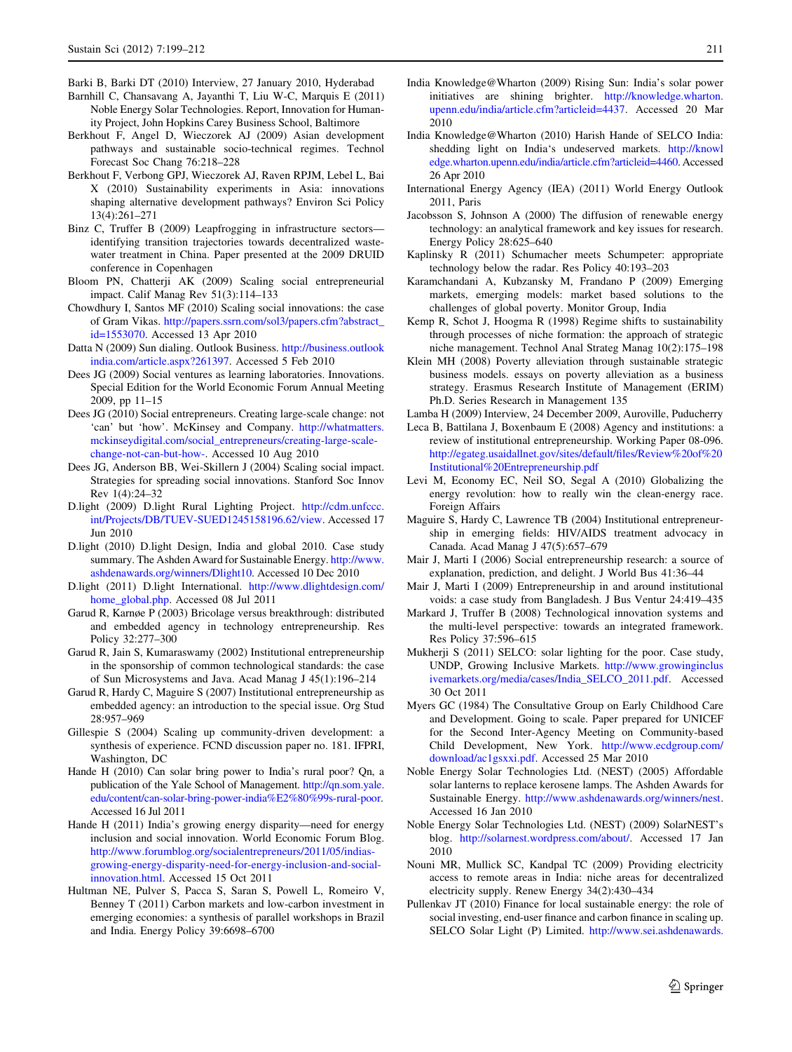Barki B, Barki DT (2010) Interview, 27 January 2010, Hyderabad

Barnhill C, Chansavang A, Jayanthi T, Liu W-C, Marquis E (2011) Noble Energy Solar Technologies. Report, Innovation for Humanity Project, John Hopkins Carey Business School, Baltimore

Berkhout F, Angel D, Wieczorek AJ (2009) Asian development pathways and sustainable socio-technical regimes. Technol Forecast Soc Chang 76:218–228

Berkhout F, Verbong GPJ, Wieczorek AJ, Raven RPJM, Lebel L, Bai X (2010) Sustainability experiments in Asia: innovations shaping alternative development pathways? Environ Sci Policy 13(4):261–271

Binz C, Truffer B (2009) Leapfrogging in infrastructure sectors—identifying transition trajectories towards decentralized wastewater treatment in China. Paper presented at the 2009 DRUID conference in Copenhagen

Bloom PN, Chatterji AK (2009) Scaling social entrepreneurial impact. Calif Manag Rev 51(3):114–133

Chowdhury I, Santos MF (2010) Scaling social innovations: the case of Gram Vikas. http://papers.ssrn.com/sol3/papers.cfm?abstract_id=1553070. Accessed 13 Apr 2010

Datta N (2009) Sun dialing. Outlook Business. http://business.outlookindia.com/article.aspx?261397. Accessed 5 Feb 2010

Dees JG (2009) Social ventures as learning laboratories. Innovations. Special Edition for the World Economic Forum Annual Meeting 2009, pp 11–15

Dees JG (2010) Social entrepreneurs. Creating large-scale change: not 'can' but 'how'. McKinsey and Company. http://whatmatters.mckinseydigital.com/social_entrepreneurs/creating-large-scale-change-not-can-but-how-. Accessed 10 Aug 2010

Dees JG, Anderson BB, Wei-Skillern J (2004) Scaling social impact. Strategies for spreading social innovations. Stanford Soc Innov Rev 1(4):24–32

D.light (2009) D.light Rural Lighting Project. http://cdm.unfccc.int/Projects/DB/TUEV-SUED1245158196.62/view. Accessed 17 Jun 2010

D.light (2010) D.light Design, India and global 2010. Case study summary. The Ashden Award for Sustainable Energy. http://www.ashdenawards.org/winners/Dlight10. Accessed 10 Dec 2010

D.light (2011) D.light International. http://www.dlightdesign.com/home_global.php. Accessed 08 Jul 2011

Garud R, Karnøe P (2003) Bricolage versus breakthrough: distributed and embedded agency in technology entrepreneurship. Res Policy 32:277–300

Garud R, Jain S, Kumaraswamy A (2002) Institutional entrepreneurship in the sponsorship of common technological standards: the case of Sun Microsystems and Java. Acad Manag J 45(1):196–214

Garud R, Hardy C, Maguire S (2007) Institutional entrepreneurship as embedded agency: an introduction to the special issue. Org Stud 28:957–969

Gillespie S (2004) Scaling up community-driven development: a synthesis of experience. FCND discussion paper no. 181. IFPRI, Washington, DC

Hande H (2010) Can solar bring power to India's rural poor? Qn, a publication of the Yale School of Management. http://qn.som.yale.edu/content/can-solar-bring-power-india%E2%80%99s-rural-poor. Accessed 16 Jul 2011

Hande H (2011) India's growing energy disparity—need for energy inclusion and social innovation. World Economic Forum Blog. http://www.forumblog.org/socialentrepreneurs/2011/05/indias-growing-energy-disparity-need-for-energy-inclusion-and-social-innovation.html. Accessed 15 Oct 2011

Hultman NE, Pulver S, Pacca S, Saran S, Powell L, Romeiro V, Benney T (2011) Carbon markets and low-carbon investment in emerging economies: a synthesis of parallel workshops in Brazil and India. Energy Policy 39:6698–6700

India Knowledge@Wharton (2009) Rising Sun: India's solar power initiatives are shining brighter. http://knowledge.wharton.upenn.edu/india/article.cfm?articleid=4437. Accessed 20 Mar 2010

India Knowledge@Wharton (2010) Harish Hande of SELCO India: shedding light on India's undeserved markets. http://knowledge.wharton.upenn.edu/india/article.cfm?articleid=4460. Accessed 26 Apr 2010

International Energy Agency (IEA) (2011) World Energy Outlook 2011, Paris

Jacobsson S, Johnson A (2000) The diffusion of renewable energy technology: an analytical framework and key issues for research. Energy Policy 28:625–640

Kaplinsky R (2011) Schumacher meets Schumpeter: appropriate technology below the radar. Res Policy 40:193–203

Karamchandani A, Kubzansky M, Frandano P (2009) Emerging markets, emerging models: market based solutions to the challenges of global poverty. Monitor Group, India

Kemp R, Schot J, Hoogma R (1998) Regime shifts to sustainability through processes of niche formation: the approach of strategic niche management. Technol Anal Strateg Manag 10(2):175–198

Klein MH (2008) Poverty alleviation through sustainable strategic business models. essays on poverty alleviation as a business strategy. Erasmus Research Institute of Management (ERIM) Ph.D. Series Research in Management 135

Lamba H (2009) Interview, 24 December 2009, Auroville, Puducherry

Leca B, Battilana J, Boxenbaum E (2008) Agency and institutions: a review of institutional entrepreneurship. Working Paper 08-096. http://egateg.usaidallnet.gov/sites/default/files/Review%20of%20Institutional%20Entrepreneurship.pdf

Levi M, Economy EC, Neil SO, Segal A (2010) Globalizing the energy revolution: how to really win the clean-energy race. Foreign Affairs

Maguire S, Hardy C, Lawrence TB (2004) Institutional entrepreneurship in emerging fields: HIV/AIDS treatment advocacy in Canada. Acad Manag J 47(5):657–679

Mair J, Marti I (2006) Social entrepreneurship research: a source of explanation, prediction, and delight. J World Bus 41:36–44

Mair J, Marti I (2009) Entrepreneurship in and around institutional voids: a case study from Bangladesh. J Bus Ventur 24:419–435

Markard J, Truffer B (2008) Technological innovation systems and the multi-level perspective: towards an integrated framework. Res Policy 37:596–615

Mukherji S (2011) SELCO: solar lighting for the poor. Case study, UNDP, Growing Inclusive Markets. http://www.growinginclusivemarkets.org/media/cases/India_SELCO_2011.pdf. Accessed 30 Oct 2011

Myers GC (1984) The Consultative Group on Early Childhood Care and Development. Going to scale. Paper prepared for UNICEF for the Second Inter-Agency Meeting on Community-based Child Development, New York. http://www.ecdgroup.com/download/ac1gsxxi.pdf. Accessed 25 Mar 2010

Noble Energy Solar Technologies Ltd. (NEST) (2005) Affordable solar lanterns to replace kerosene lamps. The Ashden Awards for Sustainable Energy. http://www.ashdenawards.org/winners/nest. Accessed 16 Jan 2010

Noble Energy Solar Technologies Ltd. (NEST) (2009) SolarNEST's blog. http://solarnest.wordpress.com/about/. Accessed 17 Jan 2010

Nouni MR, Mullick SC, Kandpal TC (2009) Providing electricity access to remote areas in India: niche areas for decentralized electricity supply. Renew Energy 34(2):430–434

Pullenkav JT (2010) Finance for local sustainable energy: the role of social investing, end-user finance and carbon finance in scaling up. SELCO Solar Light (P) Limited. http://www.sei.ashdenawards.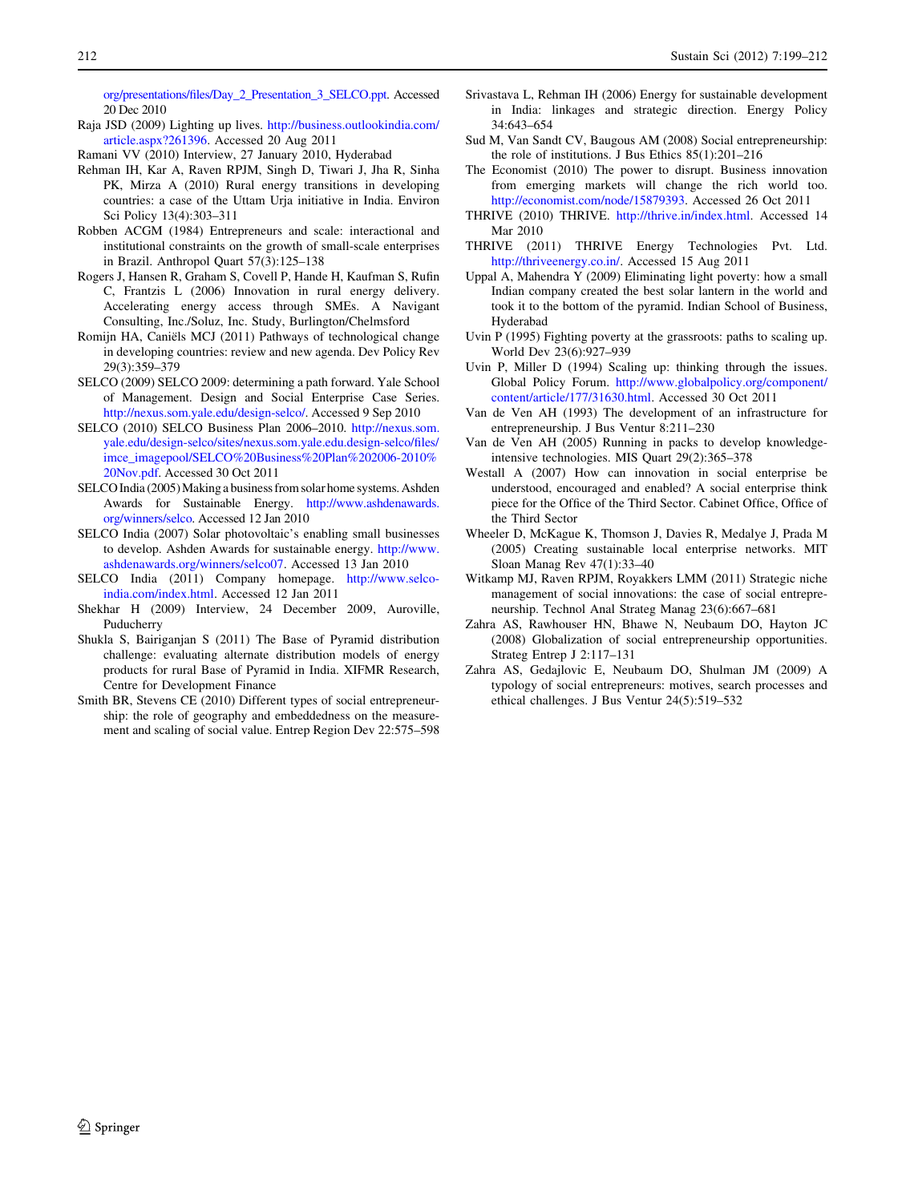org/presentations/files/Day_2_Presentation_3_SELCO.ppt. Accessed 20 Dec 2010

Raja JSD (2009) Lighting up lives. http://business.outlookindia.com/article.aspx?261396. Accessed 20 Aug 2011

Ramani VV (2010) Interview, 27 January 2010, Hyderabad

Rehman IH, Kar A, Raven RPJM, Singh D, Tiwari J, Jha R, Sinha PK, Mirza A (2010) Rural energy transitions in developing countries: a case of the Uttam Urja initiative in India. Environ Sci Policy 13(4):303–311

Robben ACGM (1984) Entrepreneurs and scale: interactional and institutional constraints on the growth of small-scale enterprises in Brazil. Anthropol Quart 57(3):125–138

Rogers J, Hansen R, Graham S, Covell P, Hande H, Kaufman S, Rufin C, Frantzis L (2006) Innovation in rural energy delivery. Accelerating energy access through SMEs. A Navigant Consulting, Inc./Soluz, Inc. Study, Burlington/Chelmsford

Romijn HA, Caniëls MCJ (2011) Pathways of technological change in developing countries: review and new agenda. Dev Policy Rev 29(3):359–379

SELCO (2009) SELCO 2009: determining a path forward. Yale School of Management. Design and Social Enterprise Case Series. http://nexus.som.yale.edu/design-selco/. Accessed 9 Sep 2010

SELCO (2010) SELCO Business Plan 2006–2010. http://nexus.som.yale.edu/design-selco/sites/nexus.som.yale.edu.design-selco/files/imce_imagepool/SELCO%20Business%20Plan%202006-2010%20Nov.pdf. Accessed 30 Oct 2011

SELCO India (2005) Making a business from solar home systems. Ashden Awards for Sustainable Energy. http://www.ashdenawards.org/winners/selco. Accessed 12 Jan 2010

SELCO India (2007) Solar photovoltaic's enabling small businesses to develop. Ashden Awards for sustainable energy. http://www.ashdenawards.org/winners/selco07. Accessed 13 Jan 2010

SELCO India (2011) Company homepage. http://www.selco-india.com/index.html. Accessed 12 Jan 2011

Shekhar H (2009) Interview, 24 December 2009, Auroville, Puducherry

Shukla S, Bairiganjan S (2011) The Base of Pyramid distribution challenge: evaluating alternate distribution models of energy products for rural Base of Pyramid in India. XIFMR Research, Centre for Development Finance

Smith BR, Stevens CE (2010) Different types of social entrepreneurship: the role of geography and embeddedness on the measurement and scaling of social value. Entrep Region Dev 22:575–598

Srivastava L, Rehman IH (2006) Energy for sustainable development in India: linkages and strategic direction. Energy Policy 34:643–654

Sud M, Van Sandt CV, Baugous AM (2008) Social entrepreneurship: the role of institutions. J Bus Ethics 85(1):201–216

The Economist (2010) The power to disrupt. Business innovation from emerging markets will change the rich world too. http://economist.com/node/15879393. Accessed 26 Oct 2011

THRIVE (2010) THRIVE. http://thrive.in/index.html. Accessed 14 Mar 2010

THRIVE (2011) THRIVE Energy Technologies Pvt. Ltd. http://thriveenergy.co.in/. Accessed 15 Aug 2011

Uppal A, Mahendra Y (2009) Eliminating light poverty: how a small Indian company created the best solar lantern in the world and took it to the bottom of the pyramid. Indian School of Business, Hyderabad

Uvin P (1995) Fighting poverty at the grassroots: paths to scaling up. World Dev 23(6):927–939

Uvin P, Miller D (1994) Scaling up: thinking through the issues. Global Policy Forum. http://www.globalpolicy.org/component/content/article/177/31630.html. Accessed 30 Oct 2011

Van de Ven AH (1993) The development of an infrastructure for entrepreneurship. J Bus Ventur 8:211–230

Van de Ven AH (2005) Running in packs to develop knowledge-intensive technologies. MIS Quart 29(2):365–378

Westall A (2007) How can innovation in social enterprise be understood, encouraged and enabled? A social enterprise think piece for the Office of the Third Sector. Cabinet Office, Office of the Third Sector

Wheeler D, McKague K, Thomson J, Davies R, Medalye J, Prada M (2005) Creating sustainable local enterprise networks. MIT Sloan Manag Rev 47(1):33–40

Witkamp MJ, Raven RPJM, Royakkers LMM (2011) Strategic niche management of social innovations: the case of social entrepreneurship. Technol Anal Strateg Manag 23(6):667–681

Zahra AS, Rawhouser HN, Bhawe N, Neubaum DO, Hayton JC (2008) Globalization of social entrepreneurship opportunities. Strateg Entrep J 2:117–131

Zahra AS, Gedajlovic E, Neubaum DO, Shulman JM (2009) A typology of social entrepreneurs: motives, search processes and ethical challenges. J Bus Ventur 24(5):519–532